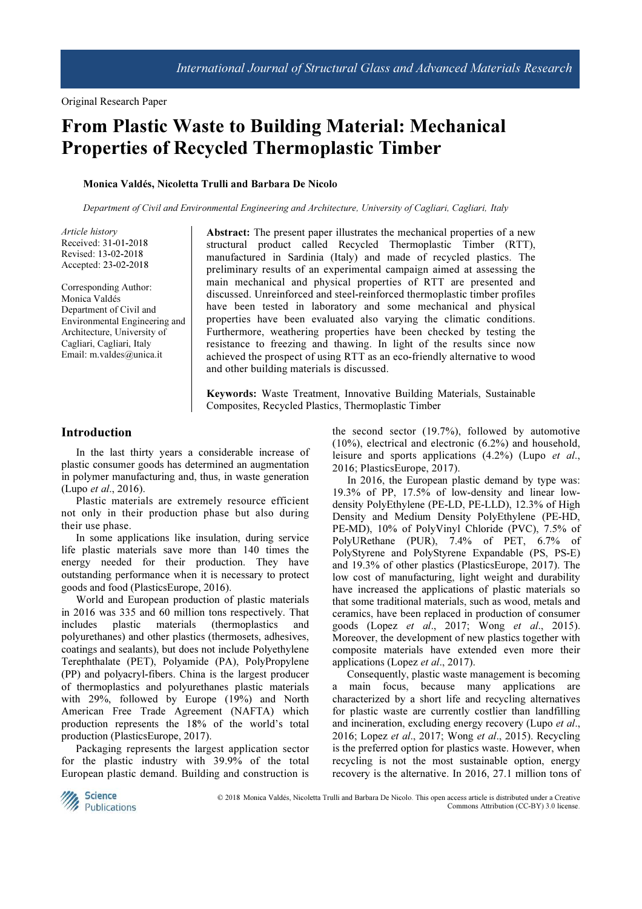Original Research Paper

# From Plastic Waste to Building Material: Mechanical Properties of Recycled Thermoplastic Timber

**Monica Valdés, Nicoletta Trulli and Barbara De Nicolo**

*Department of Civil and Environmental Engineering and Architecture, University of Cagliari, Cagliari, Italy*

*Article history*
Received: 31-01-2018
Revised: 13-02-2018
Accepted: 23-02-2018

Corresponding Author:
Monica Valdés
Department of Civil and Environmental Engineering and Architecture, University of Cagliari, Cagliari, Italy
Email: m.valdes@unica.it

**Abstract:** The present paper illustrates the mechanical properties of a new structural product called Recycled Thermoplastic Timber (RTT), manufactured in Sardinia (Italy) and made of recycled plastics. The preliminary results of an experimental campaign aimed at assessing the main mechanical and physical properties of RTT are presented and discussed. Unreinforced and steel-reinforced thermoplastic timber profiles have been tested in laboratory and some mechanical and physical properties have been evaluated also varying the climatic conditions. Furthermore, weathering properties have been checked by testing the resistance to freezing and thawing. In light of the results since now achieved the prospect of using RTT as an eco-friendly alternative to wood and other building materials is discussed.

**Keywords:** Waste Treatment, Innovative Building Materials, Sustainable Composites, Recycled Plastics, Thermoplastic Timber

## Introduction

In the last thirty years a considerable increase of plastic consumer goods has determined an augmentation in polymer manufacturing and, thus, in waste generation (Lupo *et al*., 2016).

Plastic materials are extremely resource efficient not only in their production phase but also during their use phase.

In some applications like insulation, during service life plastic materials save more than 140 times the energy needed for their production. They have outstanding performance when it is necessary to protect goods and food (PlasticsEurope, 2016).

World and European production of plastic materials in 2016 was 335 and 60 million tons respectively. That includes plastic materials (thermoplastics and polyurethanes) and other plastics (thermosets, adhesives, coatings and sealants), but does not include Polyethylene Terephthalate (PET), Polyamide (PA), PolyPropylene (PP) and polyacryl-fibers. China is the largest producer of thermoplastics and polyurethanes plastic materials with 29%, followed by Europe (19%) and North American Free Trade Agreement (NAFTA) which production represents the 18% of the world's total production (PlasticsEurope, 2017).

Packaging represents the largest application sector for the plastic industry with 39.9% of the total European plastic demand. Building and construction is the second sector (19.7%), followed by automotive (10%), electrical and electronic (6.2%) and household, leisure and sports applications (4.2%) (Lupo *et al*., 2016; PlasticsEurope, 2017).

In 2016, the European plastic demand by type was: 19.3% of PP, 17.5% of low-density and linear low-density PolyEthylene (PE-LD, PE-LLD), 12.3% of High Density and Medium Density PolyEthylene (PE-HD, PE-MD), 10% of PolyVinyl Chloride (PVC), 7.5% of PolyURethane (PUR), 7.4% of PET, 6.7% of PolyStyrene and PolyStyrene Expandable (PS, PS-E) and 19.3% of other plastics (PlasticsEurope, 2017). The low cost of manufacturing, light weight and durability have increased the applications of plastic materials so that some traditional materials, such as wood, metals and ceramics, have been replaced in production of consumer goods (Lopez *et al*., 2017; Wong *et al*., 2015). Moreover, the development of new plastics together with composite materials have extended even more their applications (Lopez *et al*., 2017).

Consequently, plastic waste management is becoming a main focus, because many applications are characterized by a short life and recycling alternatives for plastic waste are currently costlier than landfilling and incineration, excluding energy recovery (Lupo *et al*., 2016; Lopez *et al*., 2017; Wong *et al*., 2015). Recycling is the preferred option for plastics waste. However, when recycling is not the most sustainable option, energy recovery is the alternative. In 2016, 27.1 million tons of

© 2018 Monica Valdés, Nicoletta Trulli and Barbara De Nicolo. This open access article is distributed under a Creative Commons Attribution (CC-BY) 3.0 license.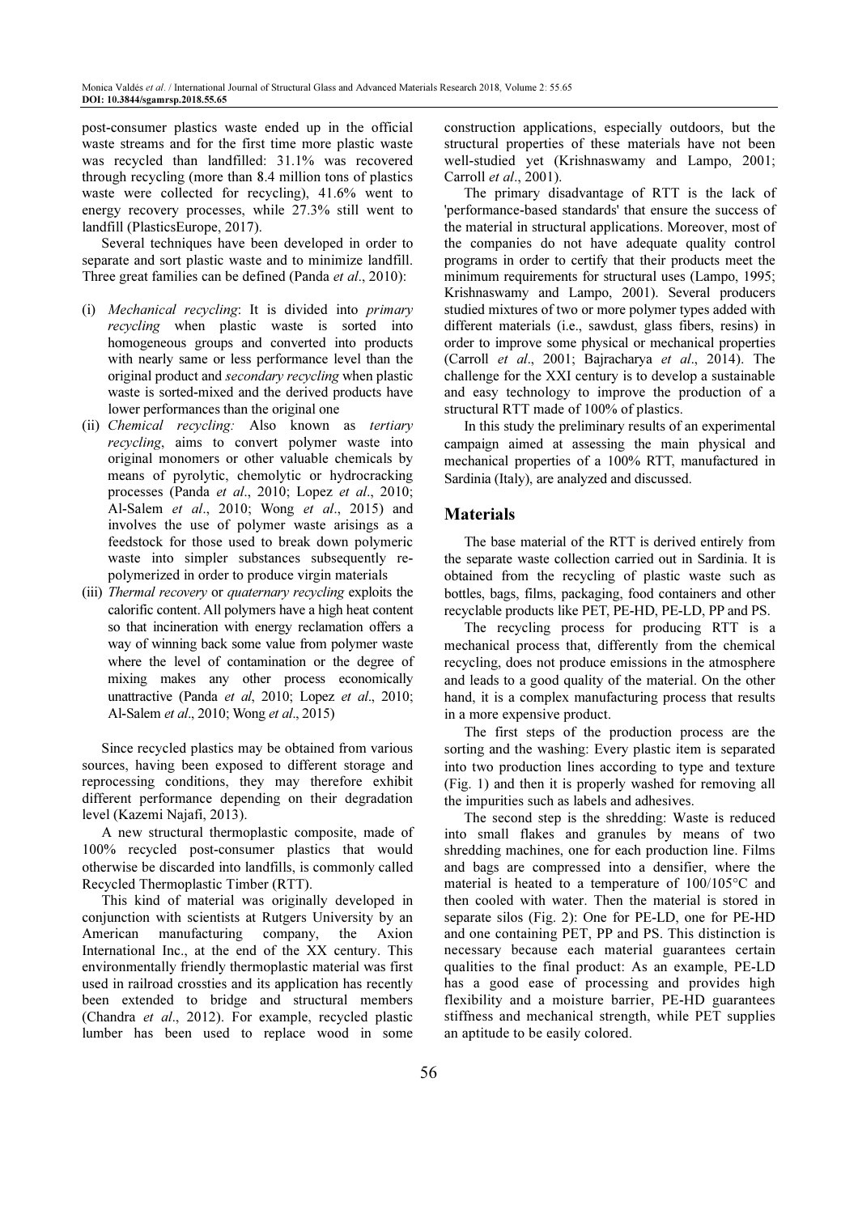post-consumer plastics waste ended up in the official waste streams and for the first time more plastic waste was recycled than landfilled: 31.1% was recovered through recycling (more than 8.4 million tons of plastics waste were collected for recycling), 41.6% went to energy recovery processes, while 27.3% still went to landfill (PlasticsEurope, 2017).

Several techniques have been developed in order to separate and sort plastic waste and to minimize landfill. Three great families can be defined (Panda *et al*., 2010):

(i) *Mechanical recycling*: It is divided into *primary recycling* when plastic waste is sorted into homogeneous groups and converted into products with nearly same or less performance level than the original product and *secondary recycling* when plastic waste is sorted-mixed and the derived products have lower performances than the original one
(ii) *Chemical recycling:* Also known as *tertiary recycling*, aims to convert polymer waste into original monomers or other valuable chemicals by means of pyrolytic, chemolytic or hydrocracking processes (Panda *et al*., 2010; Lopez *et al*., 2010; Al-Salem *et al*., 2010; Wong *et al*., 2015) and involves the use of polymer waste arisings as a feedstock for those used to break down polymeric waste into simpler substances subsequently re-polymerized in order to produce virgin materials
(iii) *Thermal recovery* or *quaternary recycling* exploits the calorific content. All polymers have a high heat content so that incineration with energy reclamation offers a way of winning back some value from polymer waste where the level of contamination or the degree of mixing makes any other process economically unattractive (Panda *et al*, 2010; Lopez *et al*., 2010; Al-Salem *et al*., 2010; Wong *et al*., 2015)

Since recycled plastics may be obtained from various sources, having been exposed to different storage and reprocessing conditions, they may therefore exhibit different performance depending on their degradation level (Kazemi Najafi, 2013).

A new structural thermoplastic composite, made of 100% recycled post-consumer plastics that would otherwise be discarded into landfills, is commonly called Recycled Thermoplastic Timber (RTT).

This kind of material was originally developed in conjunction with scientists at Rutgers University by an American manufacturing company, the Axion International Inc., at the end of the XX century. This environmentally friendly thermoplastic material was first used in railroad crossties and its application has recently been extended to bridge and structural members (Chandra *et al*., 2012). For example, recycled plastic lumber has been used to replace wood in some construction applications, especially outdoors, but the structural properties of these materials have not been well-studied yet (Krishnaswamy and Lampo, 2001; Carroll *et al*., 2001).

The primary disadvantage of RTT is the lack of 'performance-based standards' that ensure the success of the material in structural applications. Moreover, most of the companies do not have adequate quality control programs in order to certify that their products meet the minimum requirements for structural uses (Lampo, 1995; Krishnaswamy and Lampo, 2001). Several producers studied mixtures of two or more polymer types added with different materials (i.e., sawdust, glass fibers, resins) in order to improve some physical or mechanical properties (Carroll *et al*., 2001; Bajracharya *et al*., 2014). The challenge for the XXI century is to develop a sustainable and easy technology to improve the production of a structural RTT made of 100% of plastics.

In this study the preliminary results of an experimental campaign aimed at assessing the main physical and mechanical properties of a 100% RTT, manufactured in Sardinia (Italy), are analyzed and discussed.

## Materials

The base material of the RTT is derived entirely from the separate waste collection carried out in Sardinia. It is obtained from the recycling of plastic waste such as bottles, bags, films, packaging, food containers and other recyclable products like PET, PE-HD, PE-LD, PP and PS.

The recycling process for producing RTT is a mechanical process that, differently from the chemical recycling, does not produce emissions in the atmosphere and leads to a good quality of the material. On the other hand, it is a complex manufacturing process that results in a more expensive product.

The first steps of the production process are the sorting and the washing: Every plastic item is separated into two production lines according to type and texture (Fig. 1) and then it is properly washed for removing all the impurities such as labels and adhesives.

The second step is the shredding: Waste is reduced into small flakes and granules by means of two shredding machines, one for each production line. Films and bags are compressed into a densifier, where the material is heated to a temperature of 100/105°C and then cooled with water. Then the material is stored in separate silos (Fig. 2): One for PE-LD, one for PE-HD and one containing PET, PP and PS. This distinction is necessary because each material guarantees certain qualities to the final product: As an example, PE-LD has a good ease of processing and provides high flexibility and a moisture barrier, PE-HD guarantees stiffness and mechanical strength, while PET supplies an aptitude to be easily colored.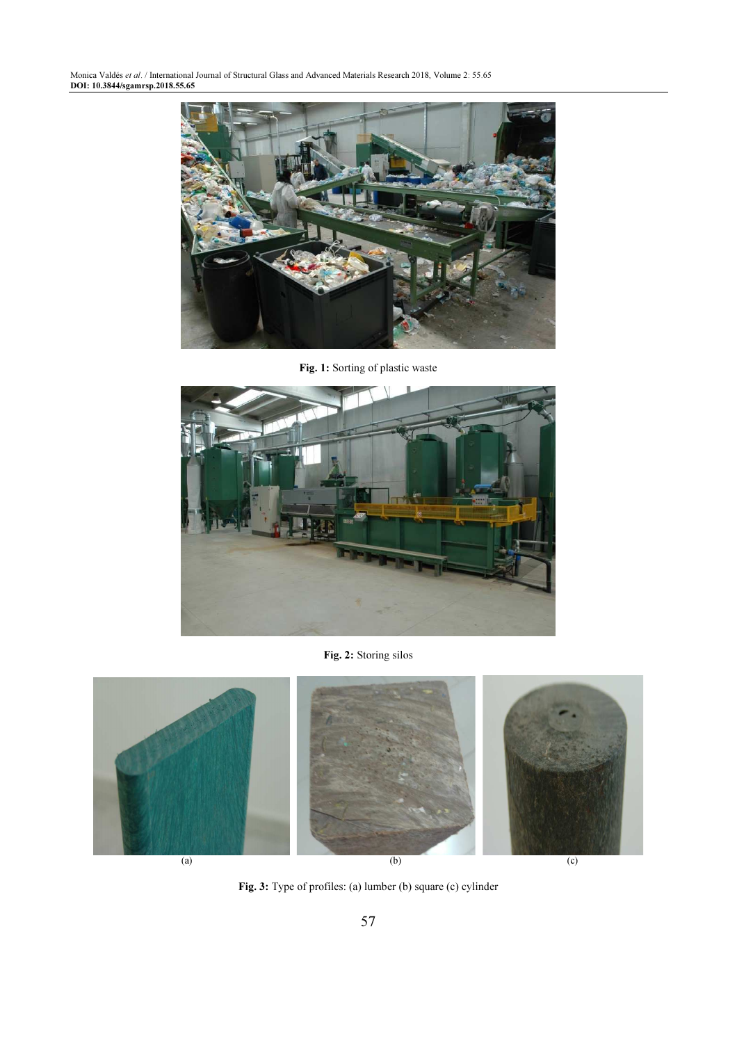**Fig. 1:** Sorting of plastic waste

**Fig. 2:** Storing silos

(a) (b) (c)

**Fig. 3:** Type of profiles: (a) lumber (b) square (c) cylinder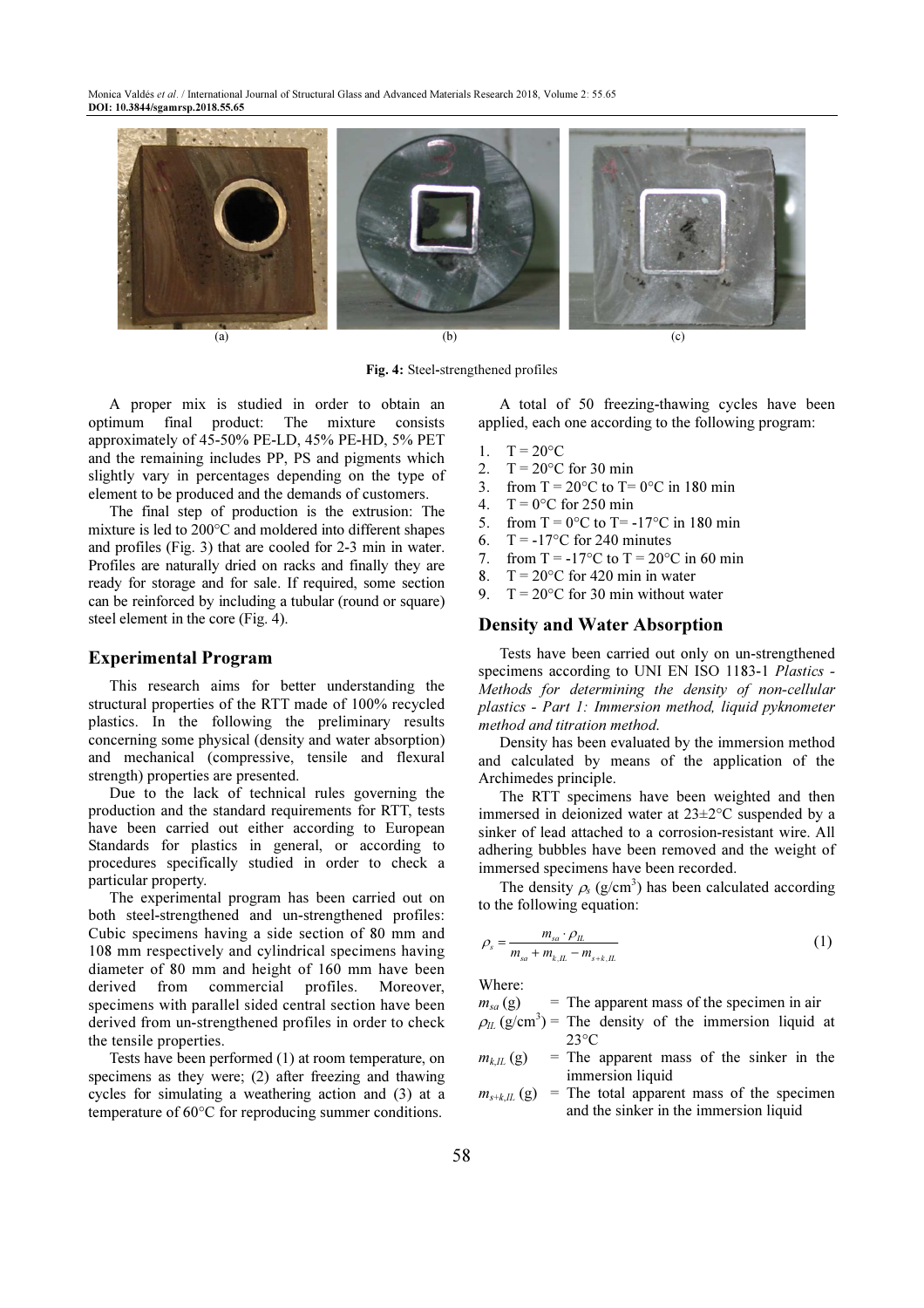(a) (b) (c)

**Fig. 4:** Steel-strengthened profiles

A proper mix is studied in order to obtain an optimum final product: The mixture consists approximately of 45-50% PE-LD, 45% PE-HD, 5% PET and the remaining includes PP, PS and pigments which slightly vary in percentages depending on the type of element to be produced and the demands of customers.

The final step of production is the extrusion: The mixture is led to 200°C and moldered into different shapes and profiles (Fig. 3) that are cooled for 2-3 min in water. Profiles are naturally dried on racks and finally they are ready for storage and for sale. If required, some section can be reinforced by including a tubular (round or square) steel element in the core (Fig. 4).

## Experimental Program

This research aims for better understanding the structural properties of the RTT made of 100% recycled plastics. In the following the preliminary results concerning some physical (density and water absorption) and mechanical (compressive, tensile and flexural strength) properties are presented.

Due to the lack of technical rules governing the production and the standard requirements for RTT, tests have been carried out either according to European Standards for plastics in general, or according to procedures specifically studied in order to check a particular property.

The experimental program has been carried out on both steel-strengthened and un-strengthened profiles: Cubic specimens having a side section of 80 mm and 108 mm respectively and cylindrical specimens having diameter of 80 mm and height of 160 mm have been derived from commercial profiles. Moreover, specimens with parallel sided central section have been derived from un-strengthened profiles in order to check the tensile properties.

Tests have been performed (1) at room temperature, on specimens as they were; (2) after freezing and thawing cycles for simulating a weathering action and (3) at a temperature of 60°C for reproducing summer conditions.

A total of 50 freezing-thawing cycles have been applied, each one according to the following program:

1. T = 20°C
2. T = 20°C for 30 min
3. from T = 20°C to T= 0°C in 180 min
4. T = 0°C for 250 min
5. from T = 0°C to T= -17°C in 180 min
6. T = -17°C for 240 minutes
7. from T = -17°C to T = 20°C in 60 min
8. T = 20°C for 420 min in water
9. T = 20°C for 30 min without water

## Density and Water Absorption

Tests have been carried out only on un-strengthened specimens according to UNI EN ISO 1183-1 *Plastics - Methods for determining the density of non-cellular plastics - Part 1: Immersion method, liquid pyknometer method and titration method.*

Density has been evaluated by the immersion method and calculated by means of the application of the Archimedes principle.

The RTT specimens have been weighted and then immersed in deionized water at 23±2°C suspended by a sinker of lead attached to a corrosion-resistant wire. All adhering bubbles have been removed and the weight of immersed specimens have been recorded.

The density $\rho_s$ (g/cm$^3$) has been calculated according to the following equation:

$$\rho_s = \frac{m_{sa} \cdot \rho_{IL}}{m_{sa} + m_{k,IL} - m_{s+k,IL}} \quad (1)$$

Where:

$m_{sa}$ (g) = The apparent mass of the specimen in air
$\rho_{IL}$ (g/cm$^3$) = The density of the immersion liquid at 23°C
$m_{k,IL}$ (g) = The apparent mass of the sinker in the immersion liquid
$m_{s+k,IL}$ (g) = The total apparent mass of the specimen and the sinker in the immersion liquid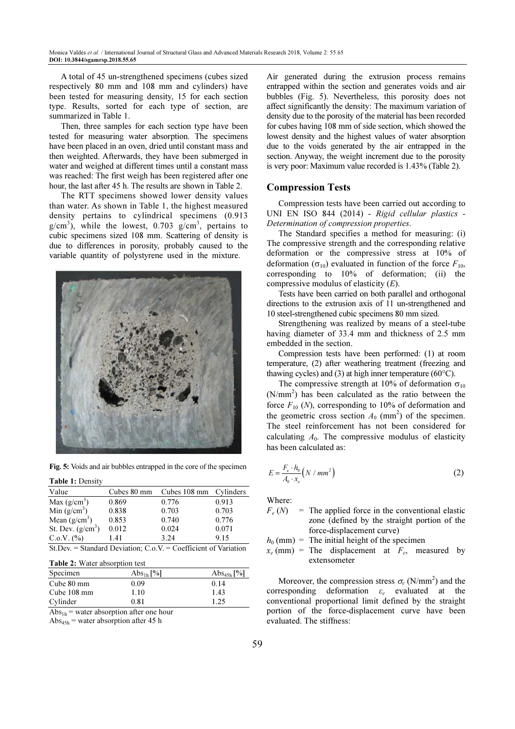A total of 45 un-strengthened specimens (cubes sized respectively 80 mm and 108 mm and cylinders) have been tested for measuring density, 15 for each section type. Results, sorted for each type of section, are summarized in Table 1.

Then, three samples for each section type have been tested for measuring water absorption. The specimens have been placed in an oven, dried until constant mass and then weighted. Afterwards, they have been submerged in water and weighed at different times until a constant mass was reached: The first weigh has been registered after one hour, the last after 45 h. The results are shown in Table 2.

The RTT specimens showed lower density values than water. As shown in Table 1, the highest measured density pertains to cylindrical specimens (0.913 g/cm$^3$), while the lowest, 0.703 g/cm$^3$, pertains to cubic specimens sized 108 mm. Scattering of density is due to differences in porosity, probably caused to the variable quantity of polystyrene used in the mixture.

**Fig. 5:** Voids and air bubbles entrapped in the core of the specimen

**Table 1:** Density

| Value | Cubes 80 mm | Cubes 108 mm | Cylinders |
|---|---|---|---|
| Max (g/cm$^3$) | 0.869 | 0.776 | 0.913 |
| Min (g/cm$^3$) | 0.838 | 0.703 | 0.703 |
| Mean (g/cm$^3$) | 0.853 | 0.740 | 0.776 |
| St. Dev. (g/cm$^3$) | 0.012 | 0.024 | 0.071 |
| C.o.V. (%) | 1.41 | 3.24 | 9.15 |

St.Dev. = Standard Deviation; C.o.V. = Coefficient of Variation

**Table 2:** Water absorption test

| Specimen | $Abs_{1h}$ [%] | $Abs_{45h}$ [%] |
|---|---|---|
| Cube 80 mm | 0.09 | 0.14 |
| Cube 108 mm | 1.10 | 1.43 |
| Cylinder | 0.81 | 1.25 |

$Abs_{1h}$ = water absorption after one hour
$Abs_{45h}$ = water absorption after 45 h

Air generated during the extrusion process remains entrapped within the section and generates voids and air bubbles (Fig. 5). Nevertheless, this porosity does not affect significantly the density: The maximum variation of density due to the porosity of the material has been recorded for cubes having 108 mm of side section, which showed the lowest density and the highest values of water absorption due to the voids generated by the air entrapped in the section. Anyway, the weight increment due to the porosity is very poor: Maximum value recorded is 1.43% (Table 2).

## Compression Tests

Compression tests have been carried out according to UNI EN ISO 844 (2014) - *Rigid cellular plastics - Determination of compression properties*.

The Standard specifies a method for measuring: (i) The compressive strength and the corresponding relative deformation or the compressive stress at 10% of deformation ($\sigma_{10}$) evaluated in function of the force $F_{10}$, corresponding to 10% of deformation; (ii) the compressive modulus of elasticity ($E$).

Tests have been carried on both parallel and orthogonal directions to the extrusion axis of 11 un-strengthened and 10 steel-strengthened cubic specimens 80 mm sized.

Strengthening was realized by means of a steel-tube having diameter of 33.4 mm and thickness of 2.5 mm embedded in the section.

Compression tests have been performed: (1) at room temperature, (2) after weathering treatment (freezing and thawing cycles) and (3) at high inner temperature (60°C).

The compressive strength at 10% of deformation $\sigma_{10}$ (N/mm$^2$) has been calculated as the ratio between the force $F_{10}$ ($N$), corresponding to 10% of deformation and the geometric cross section $A_0$ (mm$^2$) of the specimen. The steel reinforcement has not been considered for calculating $A_0$. The compressive modulus of elasticity has been calculated as:

$$E = \frac{F_e \cdot h_0}{A_0 \cdot x_e} \left( N / mm^2 \right) \tag{2}$$

Where:

- $F_e$ ($N$) = The applied force in the conventional elastic zone (defined by the straight portion of the force-displacement curve)
- $h_0$ (mm) = The initial height of the specimen
- $x_e$ (mm) = The displacement at $F_e$, measured by extensometer

Moreover, the compression stress $\sigma_e$ (N/mm$^2$) and the corresponding deformation $\varepsilon_e$ evaluated at the conventional proportional limit defined by the straight portion of the force-displacement curve have been evaluated. The stiffness: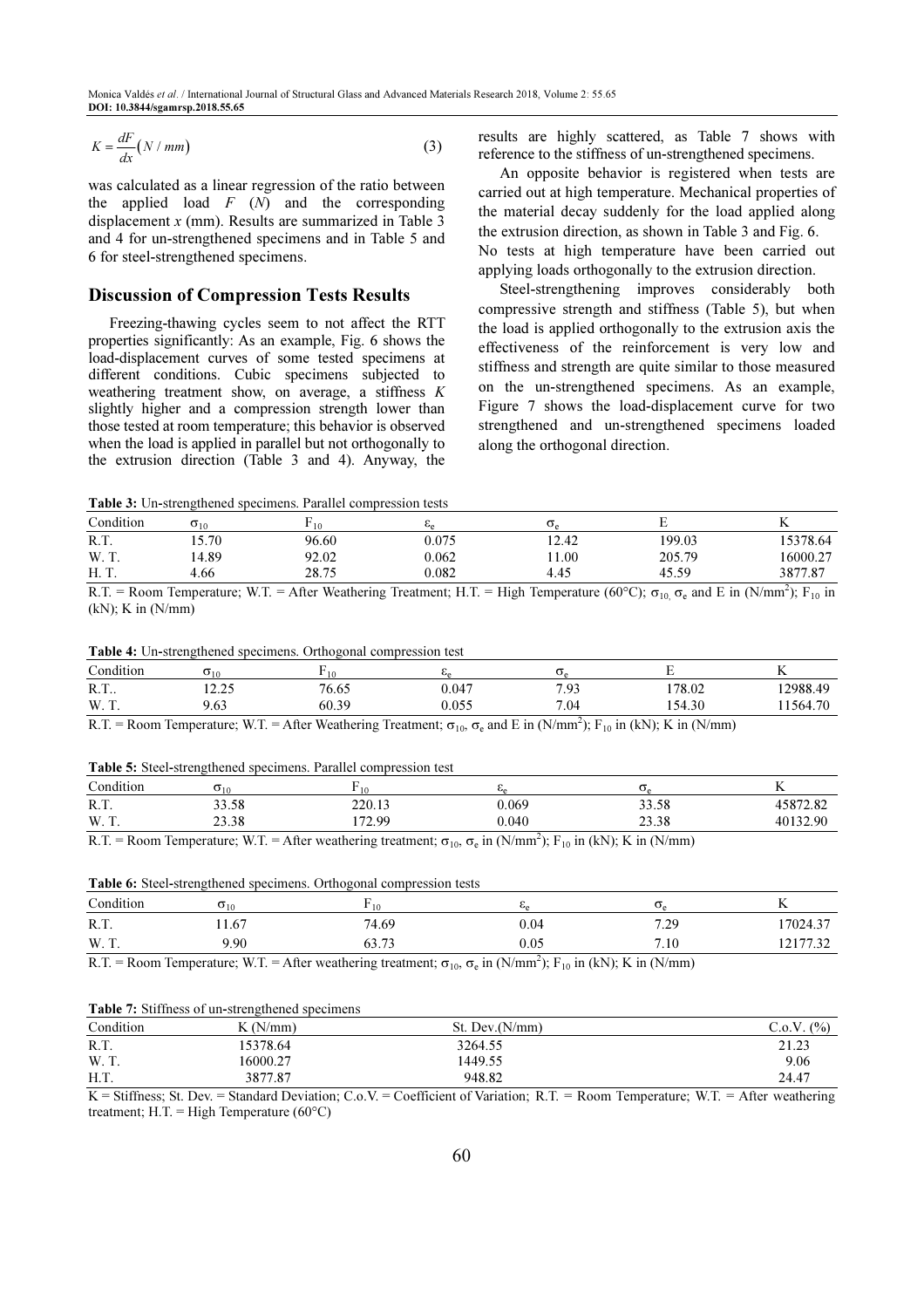$$K = \frac{dF}{dx}(N/mm) \tag{3}$$

was calculated as a linear regression of the ratio between the applied load $F$ ($N$) and the corresponding displacement $x$ (mm). Results are summarized in Table 3 and 4 for un-strengthened specimens and in Table 5 and 6 for steel-strengthened specimens.

## Discussion of Compression Tests Results

Freezing-thawing cycles seem to not affect the RTT properties significantly: As an example, Fig. 6 shows the load-displacement curves of some tested specimens at different conditions. Cubic specimens subjected to weathering treatment show, on average, a stiffness $K$ slightly higher and a compression strength lower than those tested at room temperature; this behavior is observed when the load is applied in parallel but not orthogonally to the extrusion direction (Table 3 and 4). Anyway, the results are highly scattered, as Table 7 shows with reference to the stiffness of un-strengthened specimens.

An opposite behavior is registered when tests are carried out at high temperature. Mechanical properties of the material decay suddenly for the load applied along the extrusion direction, as shown in Table 3 and Fig. 6. No tests at high temperature have been carried out applying loads orthogonally to the extrusion direction.

Steel-strengthening improves considerably both compressive strength and stiffness (Table 5), but when the load is applied orthogonally to the extrusion axis the effectiveness of the reinforcement is very low and stiffness and strength are quite similar to those measured on the un-strengthened specimens. As an example, Figure 7 shows the load-displacement curve for two strengthened and un-strengthened specimens loaded along the orthogonal direction.

**Table 3:** Un-strengthened specimens. Parallel compression tests

| Condition | $\sigma_{10}$ | $F_{10}$ | $\varepsilon_e$ | $\sigma_e$ | E | K |
|---|---|---|---|---|---|---|
| R.T. | 15.70 | 96.60 | 0.075 | 12.42 | 199.03 | 15378.64 |
| W. T. | 14.89 | 92.02 | 0.062 | 11.00 | 205.79 | 16000.27 |
| H. T. | 4.66 | 28.75 | 0.082 | 4.45 | 45.59 | 3877.87 |

R.T. = Room Temperature; W.T. = After Weathering Treatment; H.T. = High Temperature (60°C); $\sigma_{10}$, $\sigma_e$ and E in (N/mm$^2$); $F_{10}$ in (kN); K in (N/mm)

**Table 4:** Un-strengthened specimens. Orthogonal compression test

| Condition | $\sigma_{10}$ | $F_{10}$ | $\varepsilon_e$ | $\sigma_e$ | E | K |
|---|---|---|---|---|---|---|
| R.T.. | 12.25 | 76.65 | 0.047 | 7.93 | 178.02 | 12988.49 |
| W. T. | 9.63 | 60.39 | 0.055 | 7.04 | 154.30 | 11564.70 |

R.T. = Room Temperature; W.T. = After Weathering Treatment; $\sigma_{10}$, $\sigma_e$ and E in (N/mm$^2$); $F_{10}$ in (kN); K in (N/mm)

**Table 5:** Steel-strengthened specimens. Parallel compression test

| Condition | $\sigma_{10}$ | $F_{10}$ | $\varepsilon_e$ | $\sigma_e$ | K |
|---|---|---|---|---|---|
| R.T. | 33.58 | 220.13 | 0.069 | 33.58 | 45872.82 |
| W. T. | 23.38 | 172.99 | 0.040 | 23.38 | 40132.90 |

R.T. = Room Temperature; W.T. = After weathering treatment; $\sigma_{10}$, $\sigma_e$ in (N/mm$^2$); $F_{10}$ in (kN); K in (N/mm)

**Table 6:** Steel-strengthened specimens. Orthogonal compression tests

| Condition | $\sigma_{10}$ | $F_{10}$ | $\varepsilon_e$ | $\sigma_e$ | K |
|---|---|---|---|---|---|
| R.T. | 11.67 | 74.69 | 0.04 | 7.29 | 17024.37 |
| W. T. | 9.90 | 63.73 | 0.05 | 7.10 | 12177.32 |

R.T. = Room Temperature; W.T. = After weathering treatment; $\sigma_{10}$, $\sigma_e$ in (N/mm$^2$); $F_{10}$ in (kN); K in (N/mm)

**Table 7:** Stiffness of un-strengthened specimens

| Condition | K (N/mm) | St. Dev.(N/mm) | C.o.V. (%) |
|---|---|---|---|
| R.T. | 15378.64 | 3264.55 | 21.23 |
| W. T. | 16000.27 | 1449.55 | 9.06 |
| H.T. | 3877.87 | 948.82 | 24.47 |

K = Stiffness; St. Dev. = Standard Deviation; C.o.V. = Coefficient of Variation; R.T. = Room Temperature; W.T. = After weathering treatment; H.T. = High Temperature (60°C)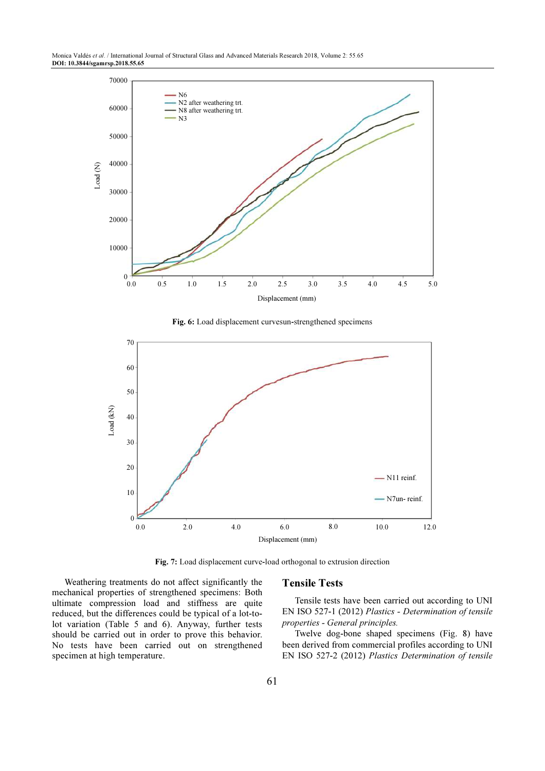Fig. 6: Load displacement curvesun-strengthened specimens

Fig. 7: Load displacement curve-load orthogonal to extrusion direction

Weathering treatments do not affect significantly the mechanical properties of strengthened specimens: Both ultimate compression load and stiffness are quite reduced, but the differences could be typical of a lot-to-lot variation (Table 5 and 6). Anyway, further tests should be carried out in order to prove this behavior. No tests have been carried out on strengthened specimen at high temperature.

## Tensile Tests

Tensile tests have been carried out according to UNI EN ISO 527-1 (2012) *Plastics - Determination of tensile properties - General principles.*

Twelve dog-bone shaped specimens (Fig. 8) have been derived from commercial profiles according to UNI EN ISO 527-2 (2012) *Plastics Determination of tensile*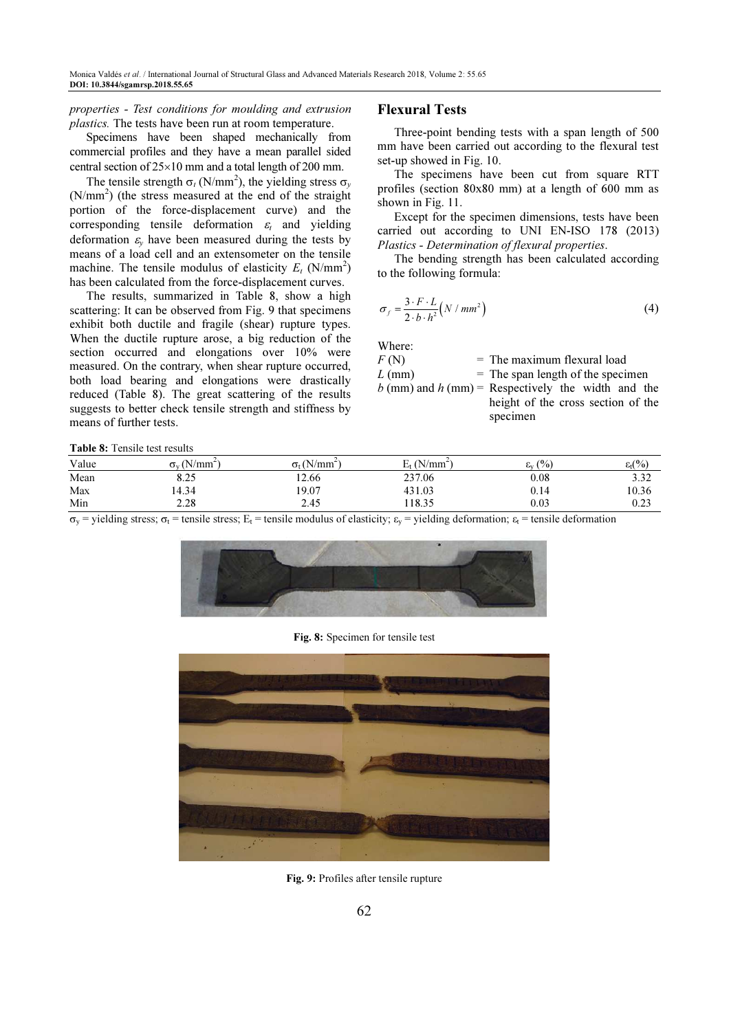*properties - Test conditions for moulding and extrusion plastics.* The tests have been run at room temperature.

Specimens have been shaped mechanically from commercial profiles and they have a mean parallel sided central section of 25×10 mm and a total length of 200 mm.

The tensile strength $\sigma_t$ (N/mm$^2$), the yielding stress $\sigma_y$ (N/mm$^2$) (the stress measured at the end of the straight portion of the force-displacement curve) and the corresponding tensile deformation $\varepsilon_t$ and yielding deformation $\varepsilon_y$ have been measured during the tests by means of a load cell and an extensometer on the tensile machine. The tensile modulus of elasticity $E_t$ (N/mm$^2$) has been calculated from the force-displacement curves.

The results, summarized in Table 8, show a high scattering: It can be observed from Fig. 9 that specimens exhibit both ductile and fragile (shear) rupture types. When the ductile rupture arose, a big reduction of the section occurred and elongations over 10% were measured. On the contrary, when shear rupture occurred, both load bearing and elongations were drastically reduced (Table 8). The great scattering of the results suggests to better check tensile strength and stiffness by means of further tests.

## Flexural Tests

Three-point bending tests with a span length of 500 mm have been carried out according to the flexural test set-up showed in Fig. 10.

The specimens have been cut from square RTT profiles (section 80x80 mm) at a length of 600 mm as shown in Fig. 11.

Except for the specimen dimensions, tests have been carried out according to UNI EN-ISO 178 (2013) *Plastics - Determination of flexural properties*.

The bending strength has been calculated according to the following formula:

$$\sigma_f = \frac{3 \cdot F \cdot L}{2 \cdot b \cdot h^2} \left( N / mm^2 \right) \tag{4}$$

Where:

$F$ (N) = The maximum flexural load
$L$ (mm) = The span length of the specimen
$b$ (mm) and $h$ (mm) = Respectively the width and the height of the cross section of the specimen

**Table 8:** Tensile test results

| Value | $\sigma_y$ (N/mm$^2$) | $\sigma_t$ (N/mm$^2$) | $E_t$ (N/mm$^2$) | $\varepsilon_y$ (%) | $\varepsilon_t$(%) |
|---|---|---|---|---|---|
| Mean | 8.25 | 12.66 | 237.06 | 0.08 | 3.32 |
| Max | 14.34 | 19.07 | 431.03 | 0.14 | 10.36 |
| Min | 2.28 | 2.45 | 118.35 | 0.03 | 0.23 |

$\sigma_y$ = yielding stress; $\sigma_t$ = tensile stress; $E_t$ = tensile modulus of elasticity; $\varepsilon_y$ = yielding deformation; $\varepsilon_t$ = tensile deformation

**Fig. 8:** Specimen for tensile test

**Fig. 9:** Profiles after tensile rupture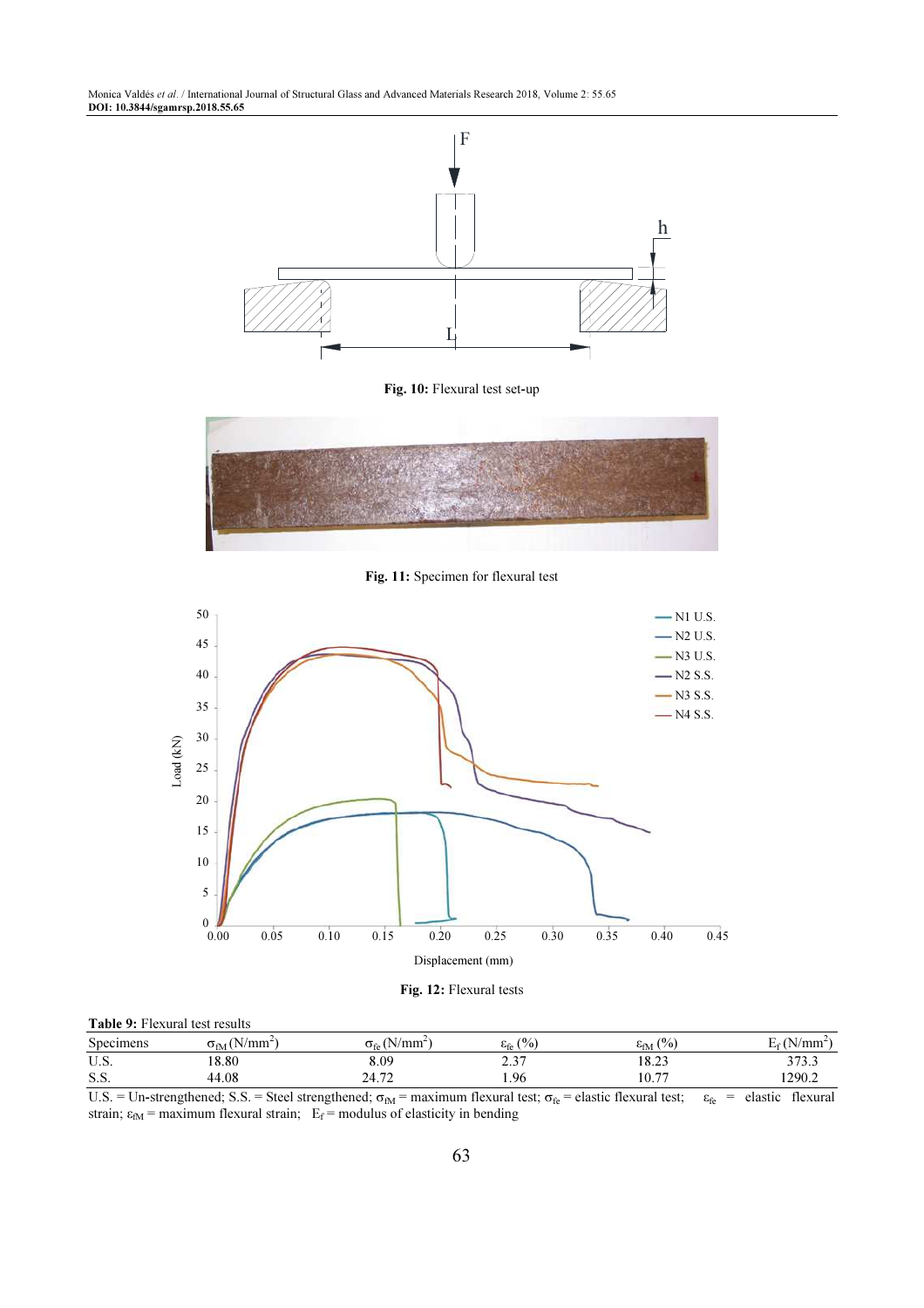Fig. 10: Flexural test set-up

Fig. 11: Specimen for flexural test

Fig. 12: Flexural tests

Table 9: Flexural test results

| Specimens | $\sigma_{fM}$ (N/mm$^2$) | $\sigma_{fe}$ (N/mm$^2$) | $\varepsilon_{fe}$ (%) | $\varepsilon_{fM}$ (%) | $E_f$ (N/mm$^2$) |
|---|---|---|---|---|---|
| U.S. | 18.80 | 8.09 | 2.37 | 18.23 | 373.3 |
| S.S. | 44.08 | 24.72 | 1.96 | 10.77 | 1290.2 |

U.S. = Un-strengthened; S.S. = Steel strengthened; $\sigma_{fM}$ = maximum flexural test; $\sigma_{fe}$ = elastic flexural test; $\varepsilon_{fe}$ = elastic flexural strain; $\varepsilon_{fM}$ = maximum flexural strain; $E_f$ = modulus of elasticity in bending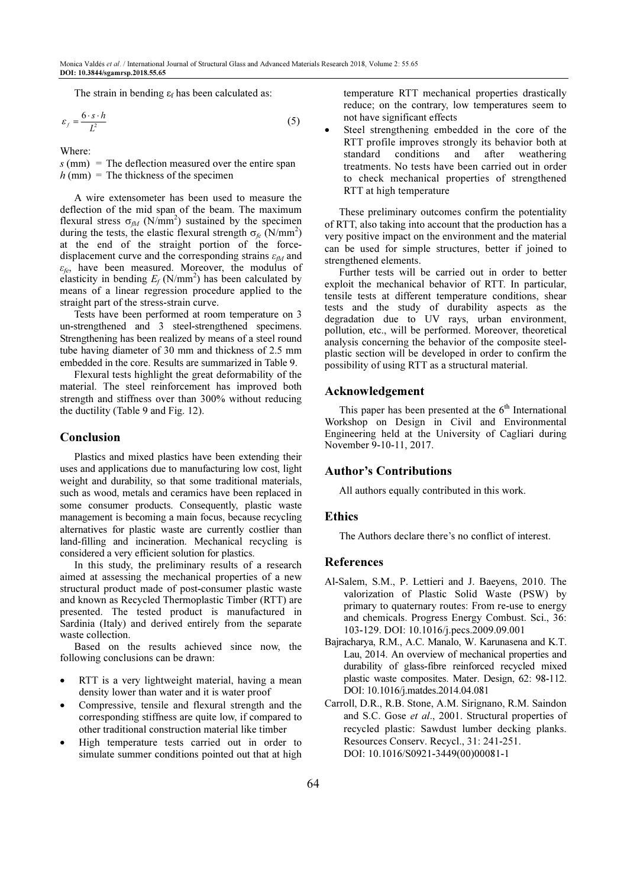The strain in bending $\varepsilon_f$ has been calculated as:

$$\varepsilon_f = \frac{6 \cdot s \cdot h}{L^2} \tag{5}$$

Where:

$s$ (mm) = The deflection measured over the entire span
$h$ (mm) = The thickness of the specimen

A wire extensometer has been used to measure the deflection of the mid span of the beam. The maximum flexural stress $\sigma_{fM}$ (N/mm$^2$) sustained by the specimen during the tests, the elastic flexural strength $\sigma_{fe}$ (N/mm$^2$) at the end of the straight portion of the force-displacement curve and the corresponding strains $\varepsilon_{fM}$ and $\varepsilon_{fe}$, have been measured. Moreover, the modulus of elasticity in bending $E_f$ (N/mm$^2$) has been calculated by means of a linear regression procedure applied to the straight part of the stress-strain curve.

Tests have been performed at room temperature on 3 un-strengthened and 3 steel-strengthened specimens. Strengthening has been realized by means of a steel round tube having diameter of 30 mm and thickness of 2.5 mm embedded in the core. Results are summarized in Table 9.

Flexural tests highlight the great deformability of the material. The steel reinforcement has improved both strength and stiffness over than 300% without reducing the ductility (Table 9 and Fig. 12).

## Conclusion

Plastics and mixed plastics have been extending their uses and applications due to manufacturing low cost, light weight and durability, so that some traditional materials, such as wood, metals and ceramics have been replaced in some consumer products. Consequently, plastic waste management is becoming a main focus, because recycling alternatives for plastic waste are currently costlier than land-filling and incineration. Mechanical recycling is considered a very efficient solution for plastics.

In this study, the preliminary results of a research aimed at assessing the mechanical properties of a new structural product made of post-consumer plastic waste and known as Recycled Thermoplastic Timber (RTT) are presented. The tested product is manufactured in Sardinia (Italy) and derived entirely from the separate waste collection.

Based on the results achieved since now, the following conclusions can be drawn:

- RTT is a very lightweight material, having a mean density lower than water and it is water proof
- Compressive, tensile and flexural strength and the corresponding stiffness are quite low, if compared to other traditional construction material like timber
- High temperature tests carried out in order to simulate summer conditions pointed out that at high temperature RTT mechanical properties drastically reduce; on the contrary, low temperatures seem to not have significant effects
- Steel strengthening embedded in the core of the RTT profile improves strongly its behavior both at standard conditions and after weathering treatments. No tests have been carried out in order to check mechanical properties of strengthened RTT at high temperature

These preliminary outcomes confirm the potentiality of RTT, also taking into account that the production has a very positive impact on the environment and the material can be used for simple structures, better if joined to strengthened elements.

Further tests will be carried out in order to better exploit the mechanical behavior of RTT. In particular, tensile tests at different temperature conditions, shear tests and the study of durability aspects as the degradation due to UV rays, urban environment, pollution, etc., will be performed. Moreover, theoretical analysis concerning the behavior of the composite steel-plastic section will be developed in order to confirm the possibility of using RTT as a structural material.

## Acknowledgement

This paper has been presented at the 6th International Workshop on Design in Civil and Environmental Engineering held at the University of Cagliari during November 9-10-11, 2017.

## Author's Contributions

All authors equally contributed in this work.

## Ethics

The Authors declare there's no conflict of interest.

## References

Al-Salem, S.M., P. Lettieri and J. Baeyens, 2010. The valorization of Plastic Solid Waste (PSW) by primary to quaternary routes: From re-use to energy and chemicals. Progress Energy Combust. Sci., 36: 103-129. DOI: 10.1016/j.pecs.2009.09.001

Bajracharya, R.M., A.C. Manalo, W. Karunasena and K.T. Lau, 2014. An overview of mechanical properties and durability of glass-fibre reinforced recycled mixed plastic waste composites. Mater. Design, 62: 98-112. DOI: 10.1016/j.matdes.2014.04.081

Carroll, D.R., R.B. Stone, A.M. Sirignano, R.M. Saindon and S.C. Gose *et al*., 2001. Structural properties of recycled plastic: Sawdust lumber decking planks. Resources Conserv. Recycl., 31: 241-251. DOI: 10.1016/S0921-3449(00)00081-1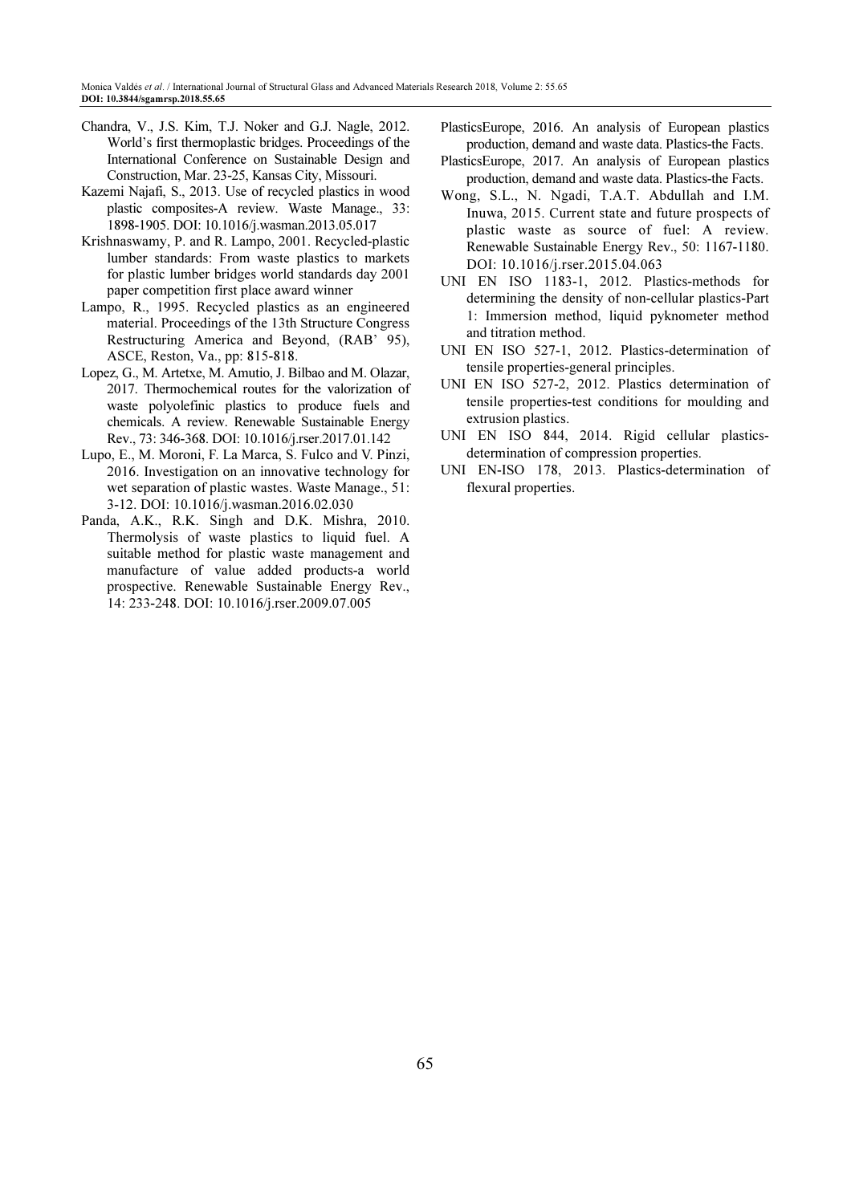Chandra, V., J.S. Kim, T.J. Noker and G.J. Nagle, 2012. World's first thermoplastic bridges. Proceedings of the International Conference on Sustainable Design and Construction, Mar. 23-25, Kansas City, Missouri.

Kazemi Najafi, S., 2013. Use of recycled plastics in wood plastic composites-A review. Waste Manage., 33: 1898-1905. DOI: 10.1016/j.wasman.2013.05.017

Krishnaswamy, P. and R. Lampo, 2001. Recycled-plastic lumber standards: From waste plastics to markets for plastic lumber bridges world standards day 2001 paper competition first place award winner

Lampo, R., 1995. Recycled plastics as an engineered material. Proceedings of the 13th Structure Congress Restructuring America and Beyond, (RAB' 95), ASCE, Reston, Va., pp: 815-818.

Lopez, G., M. Artetxe, M. Amutio, J. Bilbao and M. Olazar, 2017. Thermochemical routes for the valorization of waste polyolefinic plastics to produce fuels and chemicals. A review. Renewable Sustainable Energy Rev., 73: 346-368. DOI: 10.1016/j.rser.2017.01.142

Lupo, E., M. Moroni, F. La Marca, S. Fulco and V. Pinzi, 2016. Investigation on an innovative technology for wet separation of plastic wastes. Waste Manage., 51: 3-12. DOI: 10.1016/j.wasman.2016.02.030

Panda, A.K., R.K. Singh and D.K. Mishra, 2010. Thermolysis of waste plastics to liquid fuel. A suitable method for plastic waste management and manufacture of value added products-a world prospective. Renewable Sustainable Energy Rev., 14: 233-248. DOI: 10.1016/j.rser.2009.07.005

PlasticsEurope, 2016. An analysis of European plastics production, demand and waste data. Plastics-the Facts.

PlasticsEurope, 2017. An analysis of European plastics production, demand and waste data. Plastics-the Facts.

Wong, S.L., N. Ngadi, T.A.T. Abdullah and I.M. Inuwa, 2015. Current state and future prospects of plastic waste as source of fuel: A review. Renewable Sustainable Energy Rev., 50: 1167-1180. DOI: 10.1016/j.rser.2015.04.063

UNI EN ISO 1183-1, 2012. Plastics-methods for determining the density of non-cellular plastics-Part 1: Immersion method, liquid pyknometer method and titration method.

UNI EN ISO 527-1, 2012. Plastics-determination of tensile properties-general principles.

UNI EN ISO 527-2, 2012. Plastics determination of tensile properties-test conditions for moulding and extrusion plastics.

UNI EN ISO 844, 2014. Rigid cellular plastics-determination of compression properties.

UNI EN-ISO 178, 2013. Plastics-determination of flexural properties.